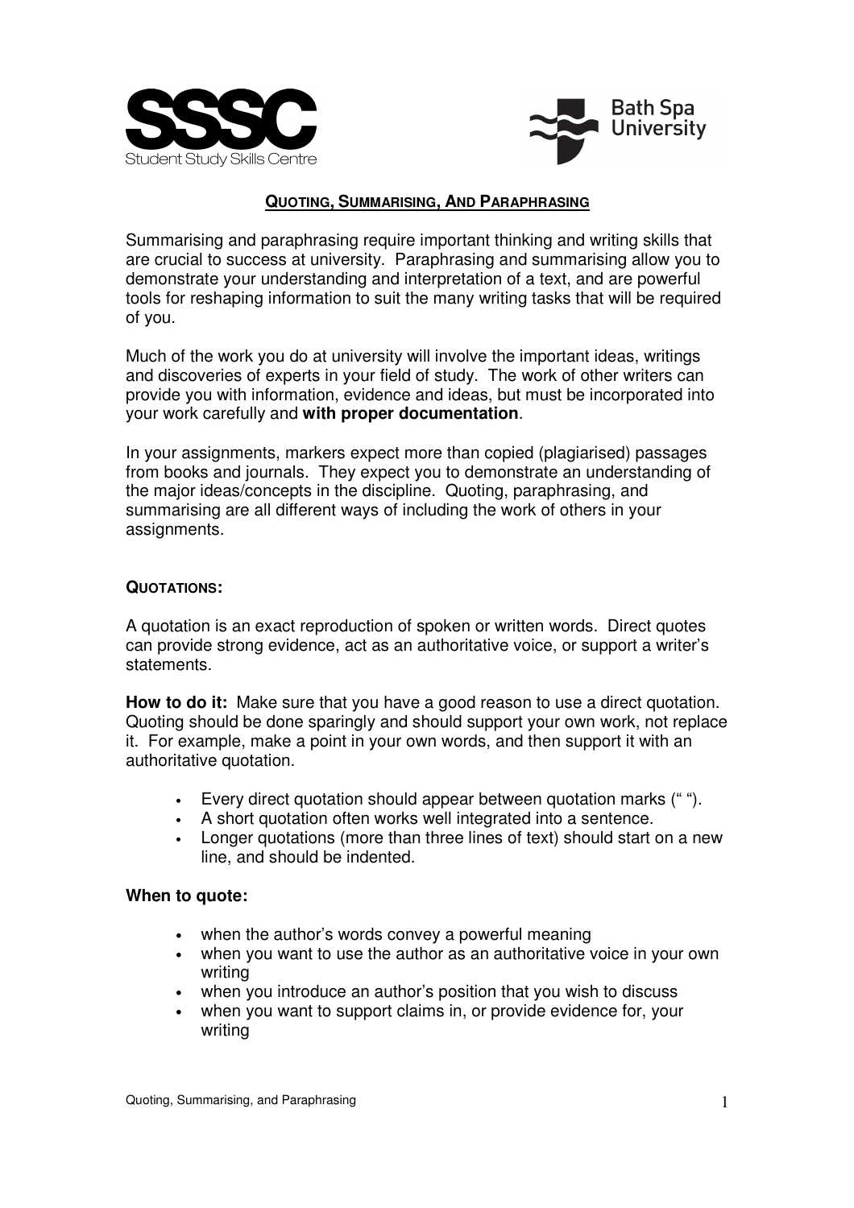SSSC
Student Study Skills Centre

Bath Spa University

# QUOTING, SUMMARISING, AND PARAPHRASING

Summarising and paraphrasing require important thinking and writing skills that are crucial to success at university. Paraphrasing and summarising allow you to demonstrate your understanding and interpretation of a text, and are powerful tools for reshaping information to suit the many writing tasks that will be required of you.

Much of the work you do at university will involve the important ideas, writings and discoveries of experts in your field of study. The work of other writers can provide you with information, evidence and ideas, but must be incorporated into your work carefully and **with proper documentation**.

In your assignments, markers expect more than copied (plagiarised) passages from books and journals. They expect you to demonstrate an understanding of the major ideas/concepts in the discipline. Quoting, paraphrasing, and summarising are all different ways of including the work of others in your assignments.

## QUOTATIONS:

A quotation is an exact reproduction of spoken or written words. Direct quotes can provide strong evidence, act as an authoritative voice, or support a writer's statements.

**How to do it:** Make sure that you have a good reason to use a direct quotation. Quoting should be done sparingly and should support your own work, not replace it. For example, make a point in your own words, and then support it with an authoritative quotation.

- Every direct quotation should appear between quotation marks (" ").
- A short quotation often works well integrated into a sentence.
- Longer quotations (more than three lines of text) should start on a new line, and should be indented.

**When to quote:**

- when the author's words convey a powerful meaning
- when you want to use the author as an authoritative voice in your own writing
- when you introduce an author's position that you wish to discuss
- when you want to support claims in, or provide evidence for, your writing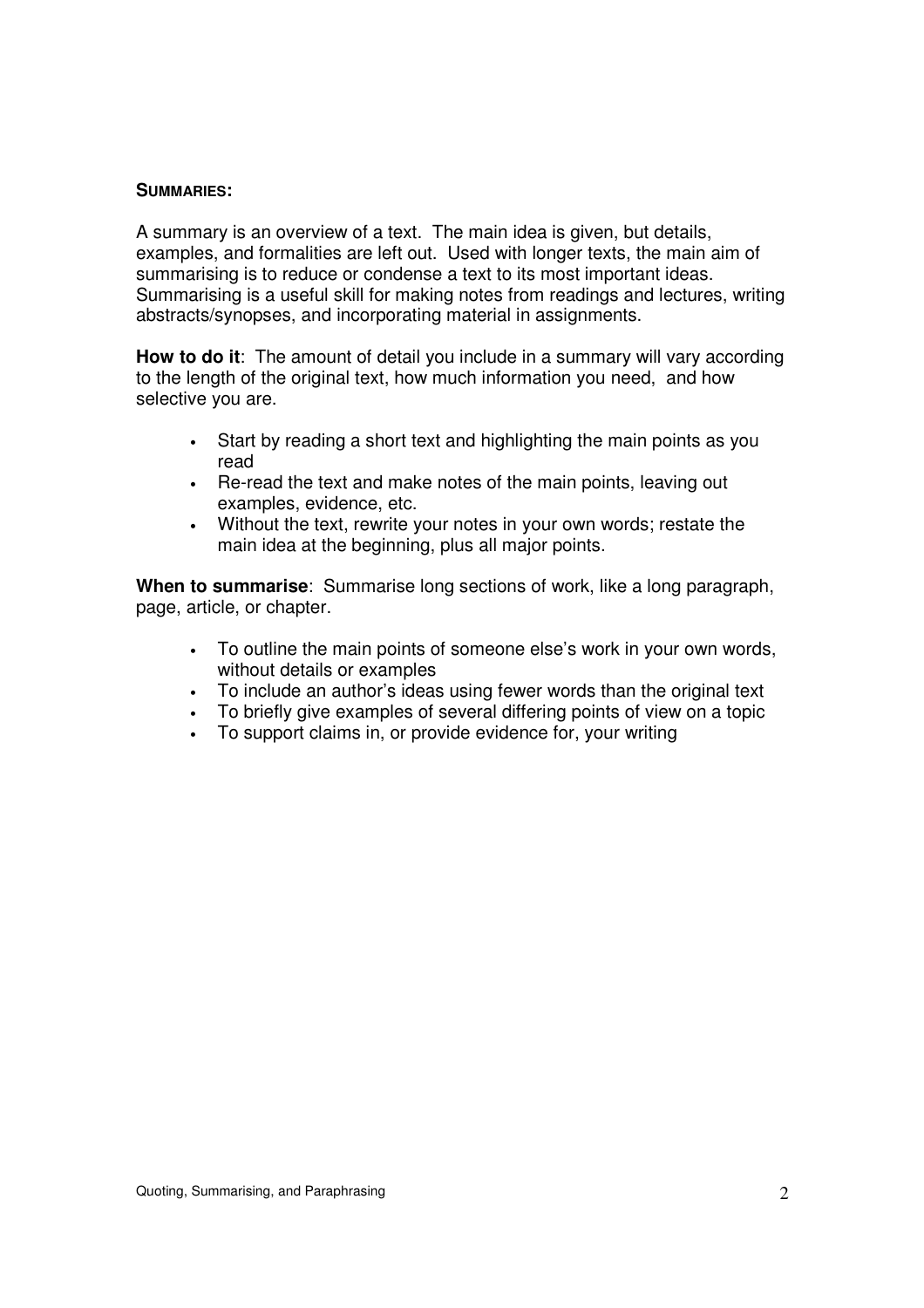## SUMMARIES:

A summary is an overview of a text. The main idea is given, but details, examples, and formalities are left out. Used with longer texts, the main aim of summarising is to reduce or condense a text to its most important ideas. Summarising is a useful skill for making notes from readings and lectures, writing abstracts/synopses, and incorporating material in assignments.

**How to do it**: The amount of detail you include in a summary will vary according to the length of the original text, how much information you need, and how selective you are.

- Start by reading a short text and highlighting the main points as you read
- Re-read the text and make notes of the main points, leaving out examples, evidence, etc.
- Without the text, rewrite your notes in your own words; restate the main idea at the beginning, plus all major points.

**When to summarise**: Summarise long sections of work, like a long paragraph, page, article, or chapter.

- To outline the main points of someone else's work in your own words, without details or examples
- To include an author's ideas using fewer words than the original text
- To briefly give examples of several differing points of view on a topic
- To support claims in, or provide evidence for, your writing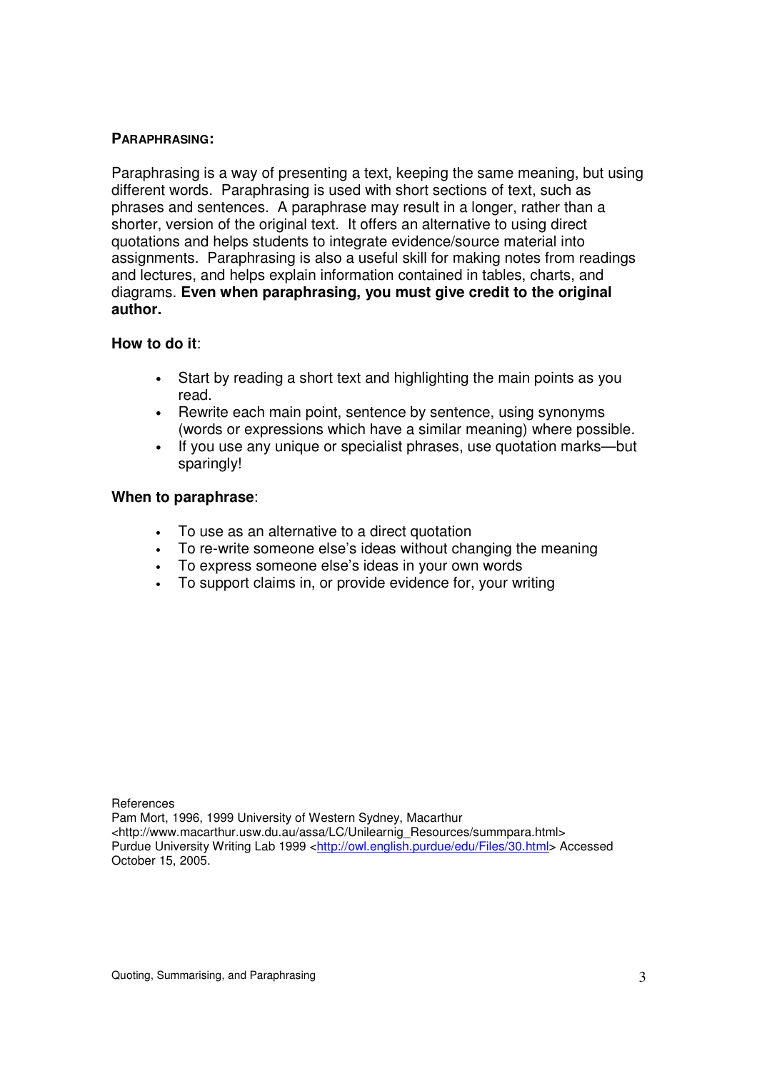## PARAPHRASING:

Paraphrasing is a way of presenting a text, keeping the same meaning, but using different words. Paraphrasing is used with short sections of text, such as phrases and sentences. A paraphrase may result in a longer, rather than a shorter, version of the original text. It offers an alternative to using direct quotations and helps students to integrate evidence/source material into assignments. Paraphrasing is also a useful skill for making notes from readings and lectures, and helps explain information contained in tables, charts, and diagrams. **Even when paraphrasing, you must give credit to the original author.**

**How to do it**:

- Start by reading a short text and highlighting the main points as you read.
- Rewrite each main point, sentence by sentence, using synonyms (words or expressions which have a similar meaning) where possible.
- If you use any unique or specialist phrases, use quotation marks—but sparingly!

**When to paraphrase**:

- To use as an alternative to a direct quotation
- To re-write someone else's ideas without changing the meaning
- To express someone else's ideas in your own words
- To support claims in, or provide evidence for, your writing

References
Pam Mort, 1996, 1999 University of Western Sydney, Macarthur <http://www.macarthur.usw.du.au/assa/LC/Unilearnig_Resources/summpara.html>
Purdue University Writing Lab 1999 <http://owl.english.purdue/edu/Files/30.html> Accessed October 15, 2005.